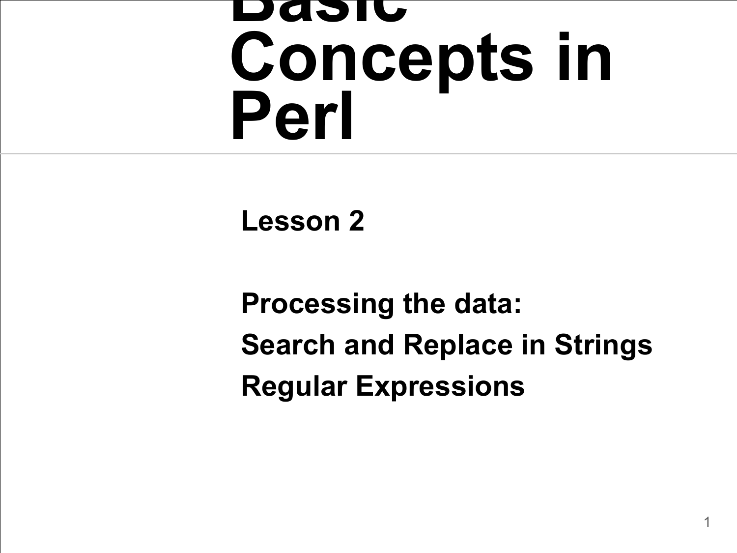# Basic Concepts in Perl

**Lesson 2**

**Processing the data:**

**Search and Replace in Strings**

**Regular Expressions**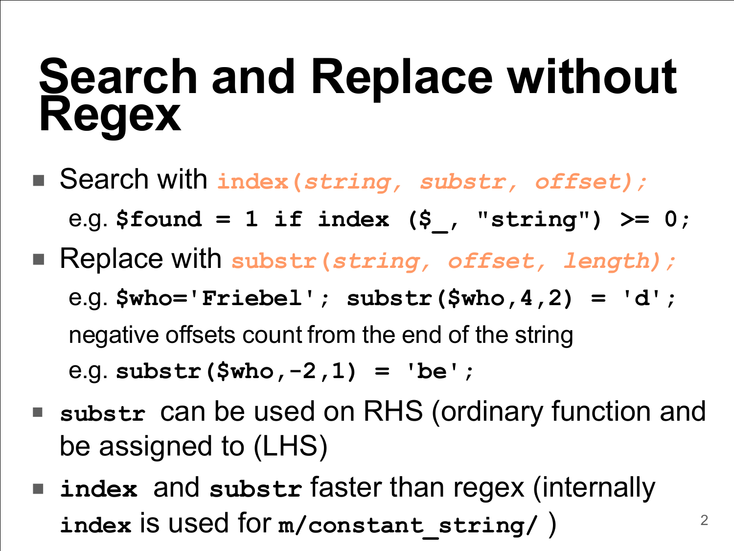# Search and Replace without Regex

- Search with `index(string, substr, offset);`

  e.g. `$found = 1 if index ($_, "string") >= 0;`

- Replace with `substr(string, offset, length);`

  e.g. `$who='Friebel'; substr($who,4,2) = 'd';`

  negative offsets count from the end of the string

  e.g. `substr($who,-2,1) = 'be';`

- **`substr`** can be used on RHS (ordinary function and be assigned to (LHS)
- **`index`** and **`substr`** faster than regex (internally **`index`** is used for **`m/constant_string/`** )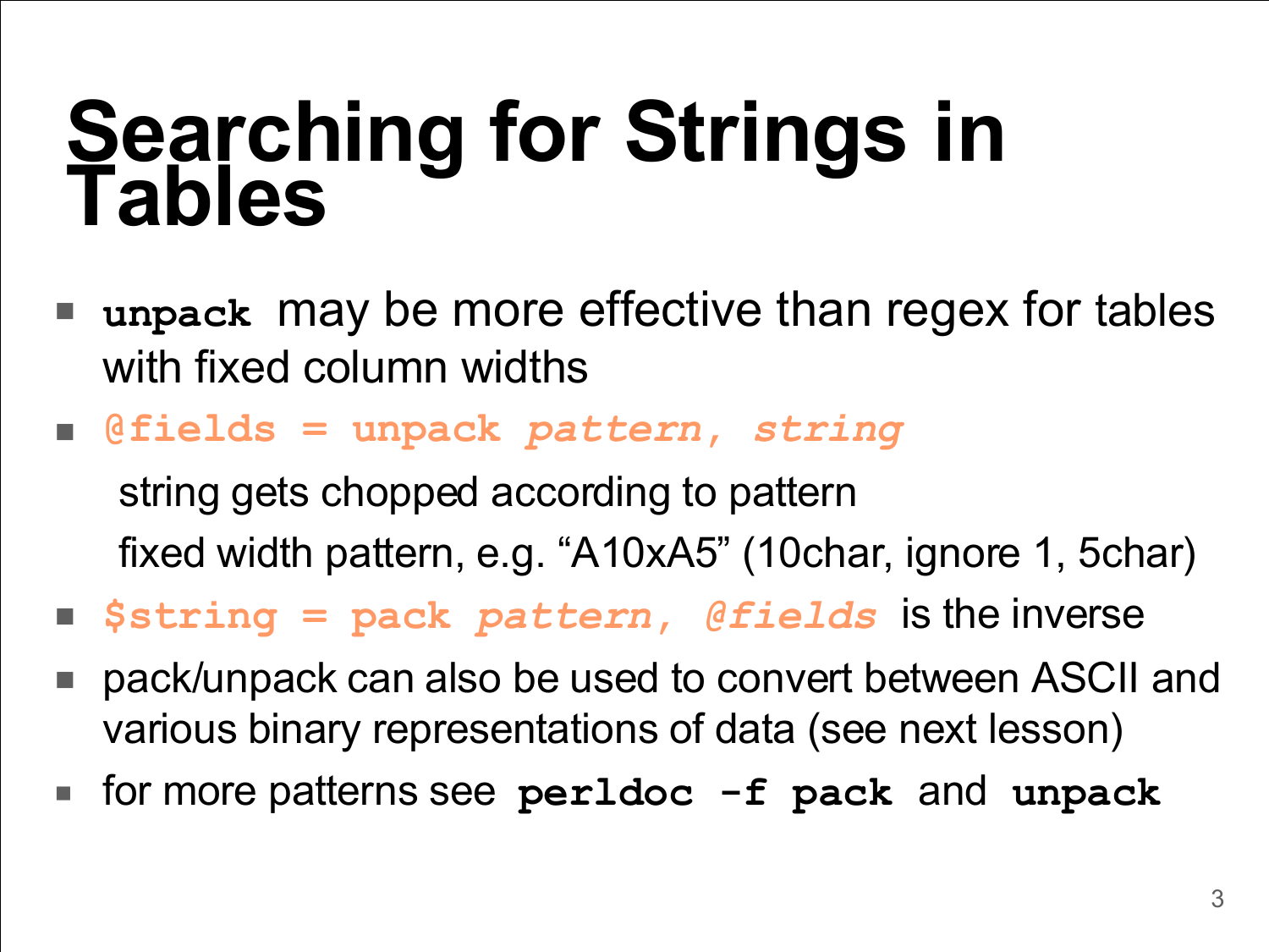# Searching for Strings in Tables

- `unpack` may be more effective than regex for tables with fixed column widths
- `@fields = unpack pattern, string`

  string gets chopped according to pattern

  fixed width pattern, e.g. “A10xA5” (10char, ignore 1, 5char)
- `$string = pack pattern, @fields` is the inverse
- pack/unpack can also be used to convert between ASCII and various binary representations of data (see next lesson)
- for more patterns see **`perldoc -f pack`** and **`unpack`**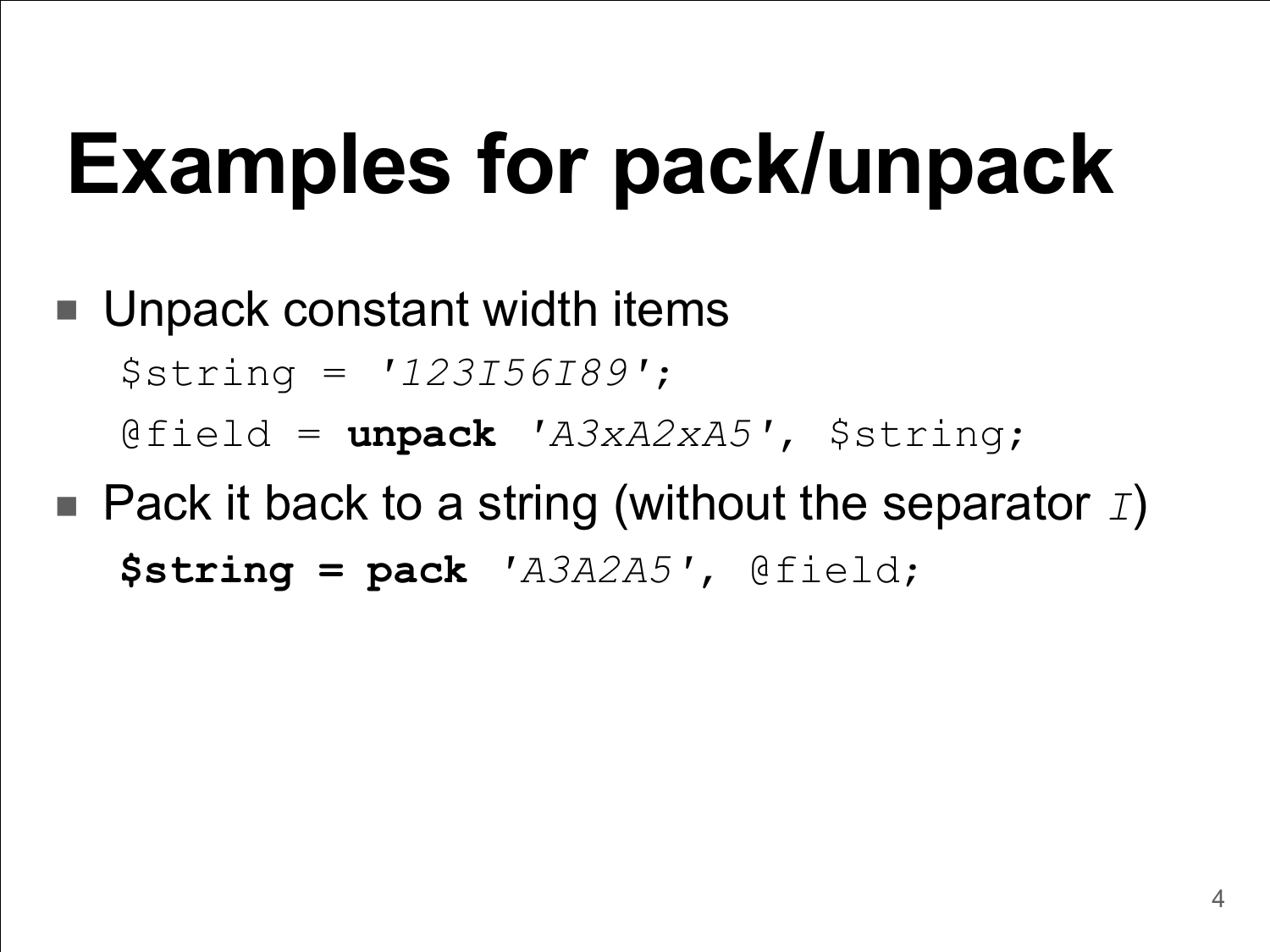# Examples for pack/unpack

- Unpack constant width items

```
$string = '123I56I89';
@field = unpack 'A3xA2xA5', $string;
```

- Pack it back to a string (without the separator *I*)

```
$string = pack 'A3A2A5', @field;
```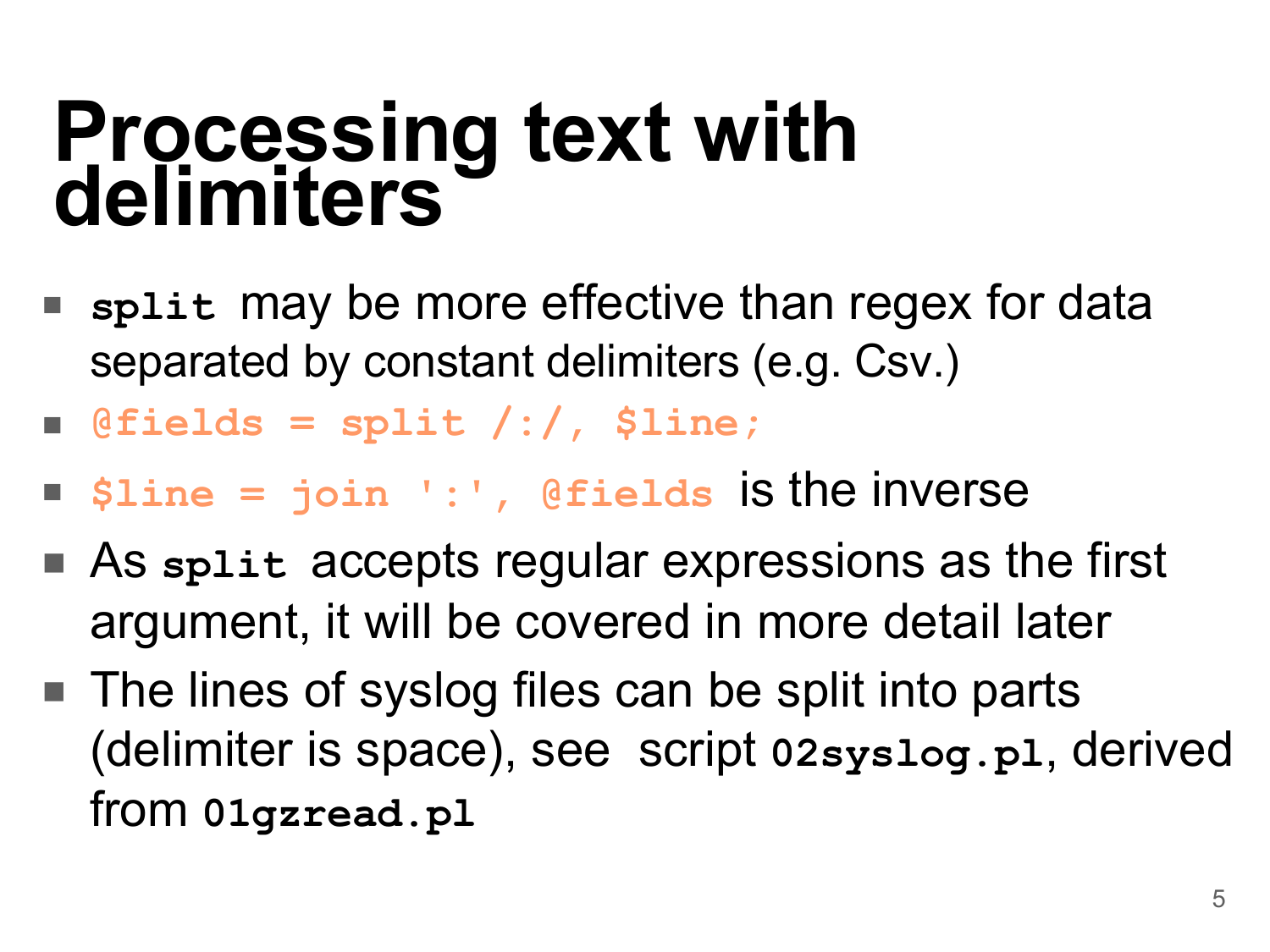# Processing text with delimiters

- `split` may be more effective than regex for data separated by constant delimiters (e.g. Csv.)
- `@fields = split /:/, $line;`
- `$line = join ':', @fields` is the inverse
- As `split` accepts regular expressions as the first argument, it will be covered in more detail later
- The lines of syslog files can be split into parts (delimiter is space), see script `02syslog.pl`, derived from `01gzread.pl`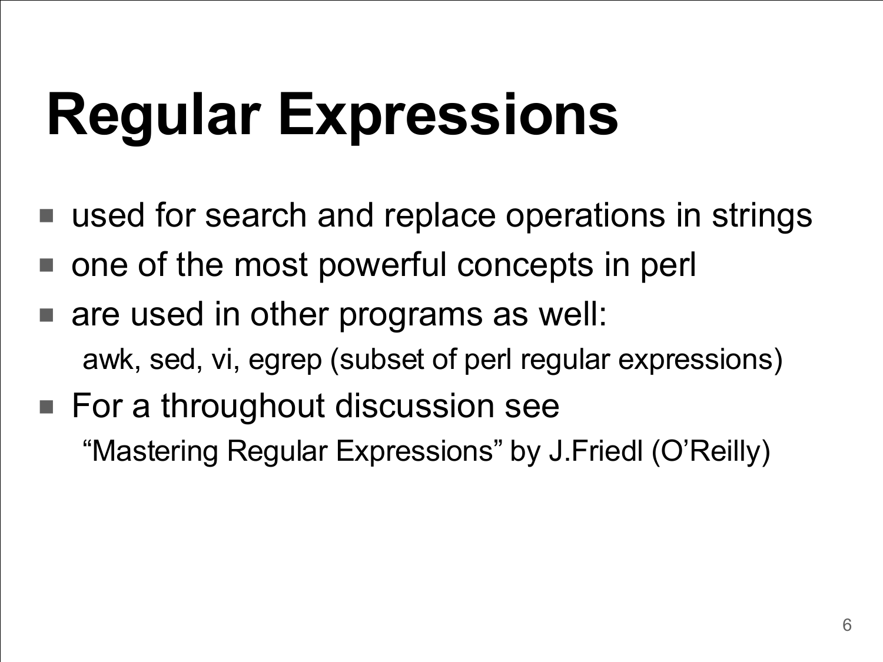# Regular Expressions

- used for search and replace operations in strings
- one of the most powerful concepts in perl
- are used in other programs as well:
  awk, sed, vi, egrep (subset of perl regular expressions)
- For a throughout discussion see
  “Mastering Regular Expressions” by J.Friedl (O’Reilly)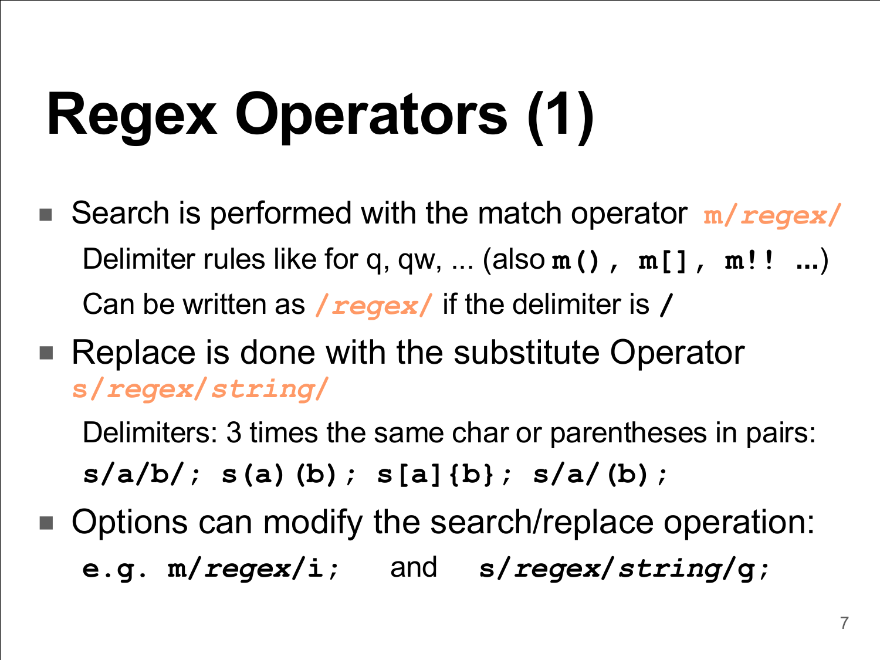# Regex Operators (1)

- Search is performed with the match operator `m/regex/`

  Delimiter rules like for q, qw, ... (also **`m() , m[] , m!! ...`**)

  Can be written as `/regex/` if the delimiter is **`/`**

- Replace is done with the substitute Operator `s/regex/string/`

  Delimiters: 3 times the same char or parentheses in pairs:

  **`s/a/b/; s(a)(b); s[a]{b}; s/a/(b);`**

- Options can modify the search/replace operation:

  **`e.g. m/regex/i;`** and **`s/regex/string/g;`**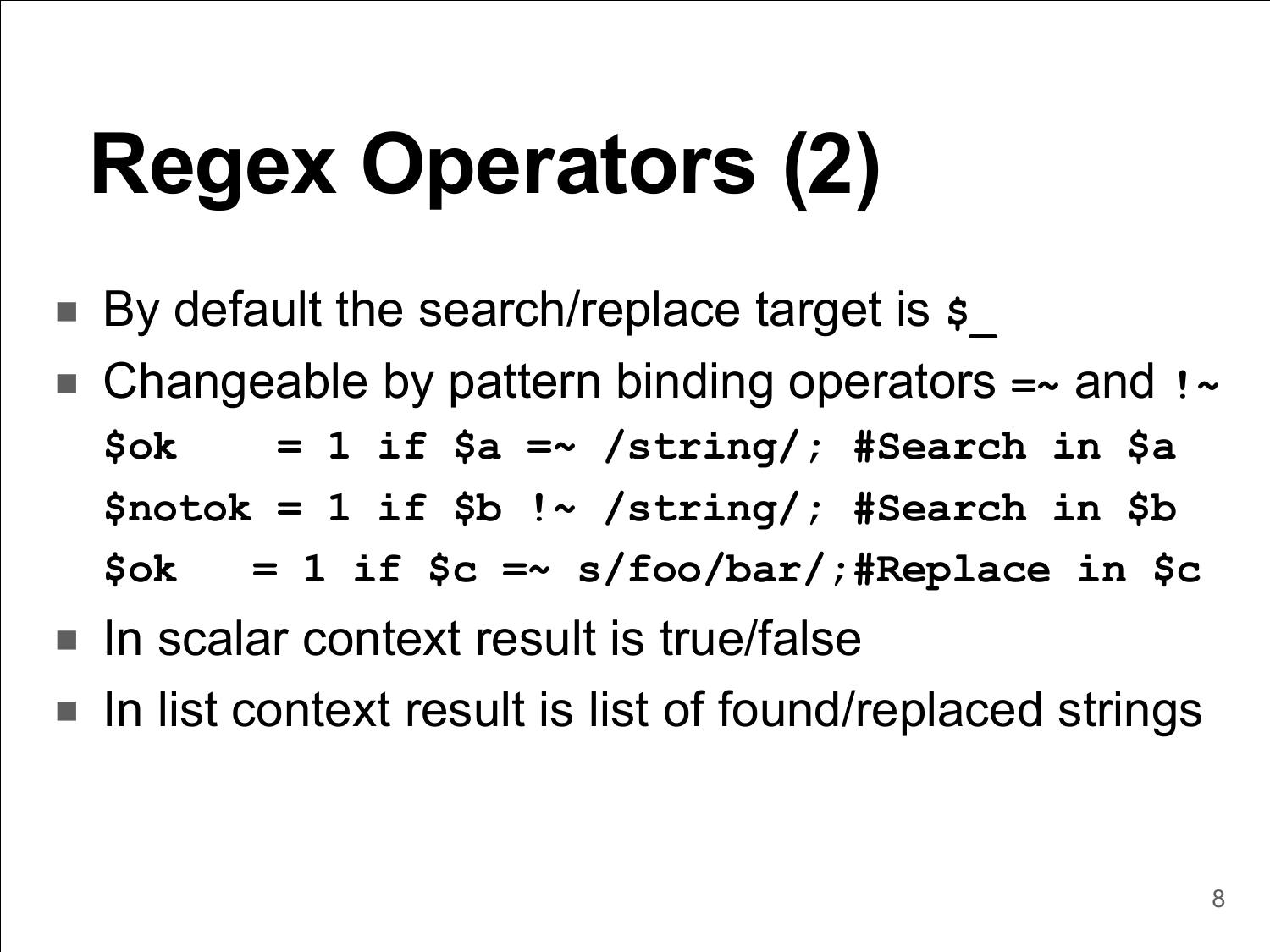# Regex Operators (2)

- By default the search/replace target is `$_`
- Changeable by pattern binding operators `=~` and `!~`

```
$ok    = 1 if $a =~ /string/; #Search in $a
$notok = 1 if $b !~ /string/; #Search in $b
$ok   = 1 if $c =~ s/foo/bar/;#Replace in $c
```

- In scalar context result is true/false
- In list context result is list of found/replaced strings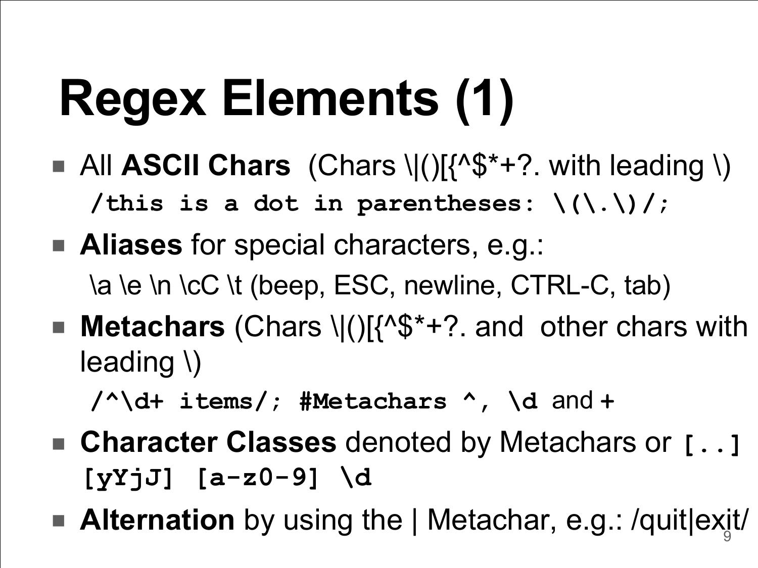# Regex Elements (1)

- All **ASCII Chars** (Chars \|()[{^$*+?. with leading \)
  `/this is a dot in parentheses: \(\.\)/;`
- **Aliases** for special characters, e.g.:
  \a \e \n \cC \t (beep, ESC, newline, CTRL-C, tab)
- **Metachars** (Chars \|()[{^$*+?. and other chars with leading \)
  `/^\d+ items/; #Metachars ^, \d` and `+`
- **Character Classes** denoted by Metachars or `[..]`
  `[yYjJ] [a-z0-9] \d`
- **Alternation** by using the | Metachar, e.g.: /quit|exit/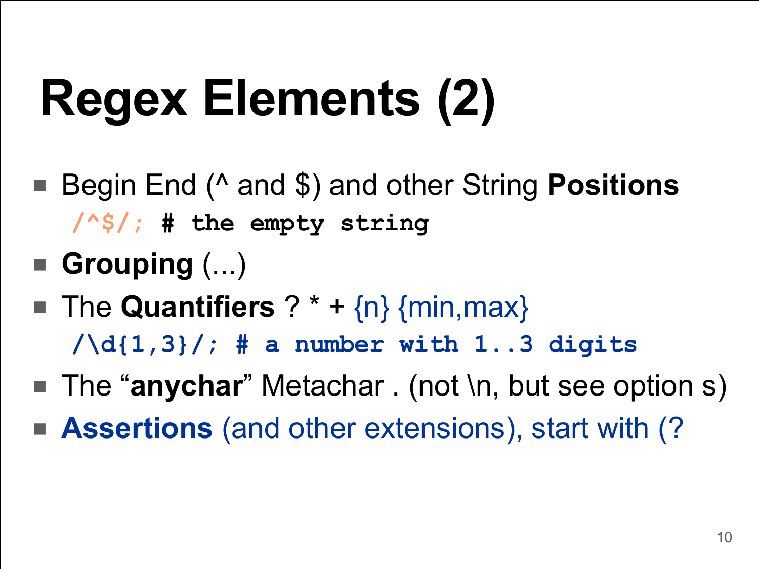# Regex Elements (2)

- Begin End (^ and $) and other String **Positions**

  ```
  /^$/; # the empty string
  ```

- **Grouping** (...)
- The **Quantifiers** ? * + {n} {min,max}

  ```
  /\d{1,3}/; # a number with 1..3 digits
  ```

- The "**anychar**" Metachar . (not \n, but see option s)
- **Assertions** (and other extensions), start with (?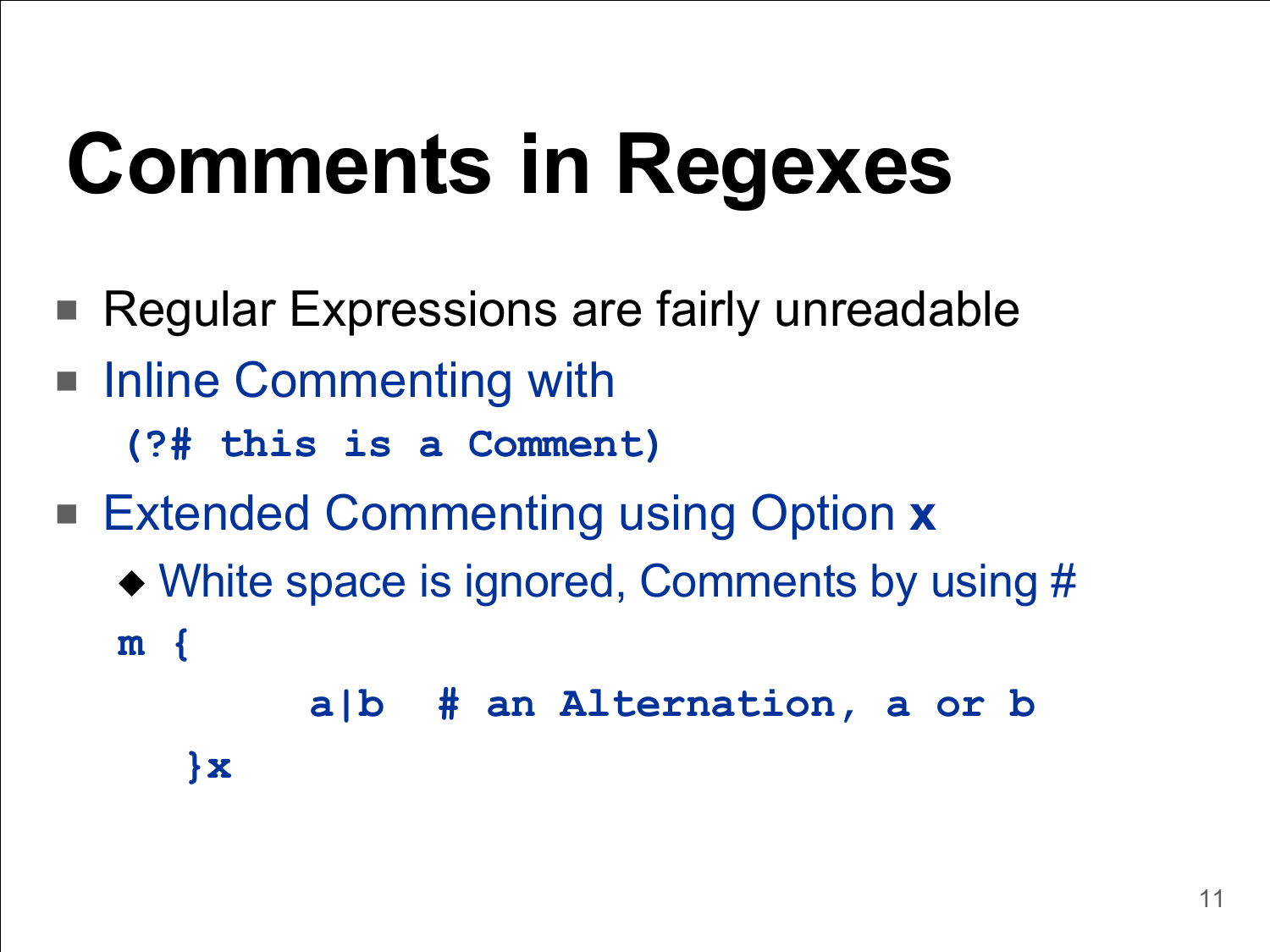# Comments in Regexes

- Regular Expressions are fairly unreadable
- Inline Commenting with

  ```
  (?# this is a Comment)
  ```

- Extended Commenting using Option **x**
  - White space is ignored, Comments by using #

```
m {
        a|b   # an Alternation, a or b
   }x
```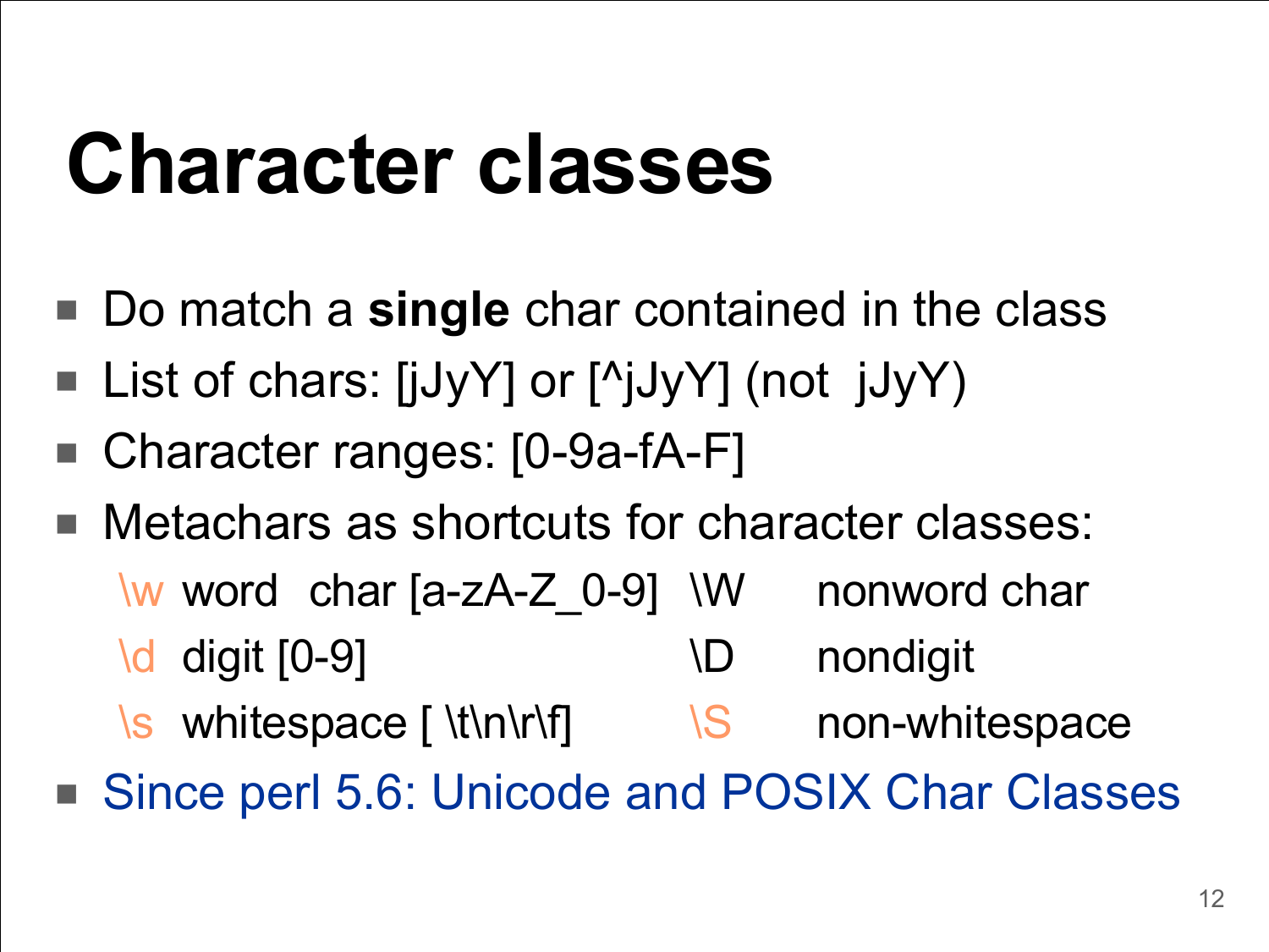# Character classes

- Do match a **single** char contained in the class
- List of chars: [jJyY] or [^jJyY] (not jJyY)
- Character ranges: [0-9a-fA-F]
- Metachars as shortcuts for character classes:

| | | | |
|---|---|---|---|
| \w | word char [a-zA-Z_0-9] | \W | nonword char |
| \d | digit [0-9] | \D | nondigit |
| \s | whitespace [ \t\n\r\f] | \S | non-whitespace |

- Since perl 5.6: Unicode and POSIX Char Classes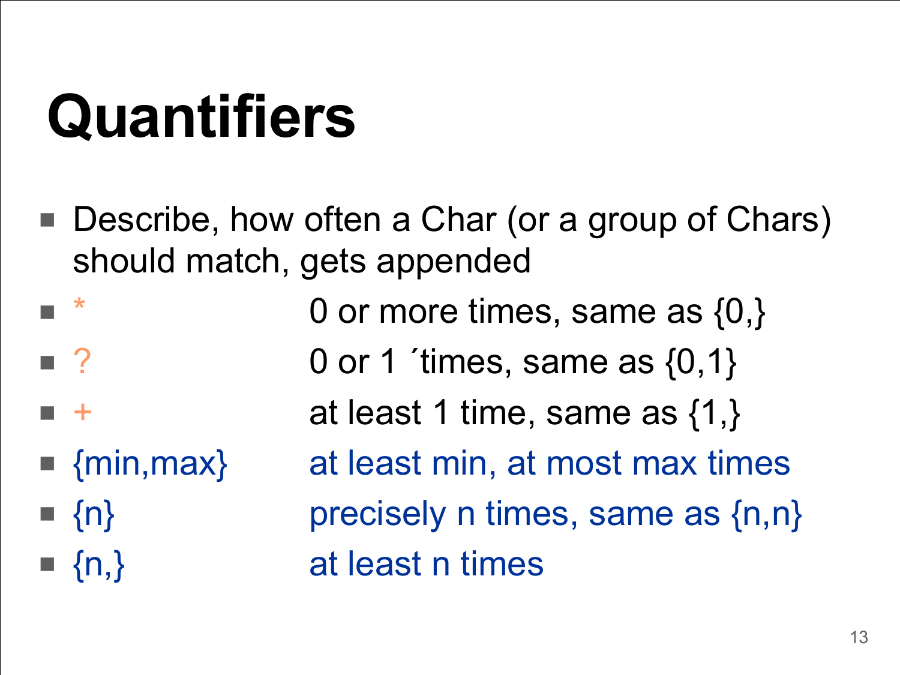# Quantifiers

- Describe, how often a Char (or a group of Chars) should match, gets appended
- *                    0 or more times, same as {0,}
- ?                    0 or 1 ´times, same as {0,1}
- +                    at least 1 time, same as {1,}
- {min,max}       at least min, at most max times
- {n}                 precisely n times, same as {n,n}
- {n,}                at least n times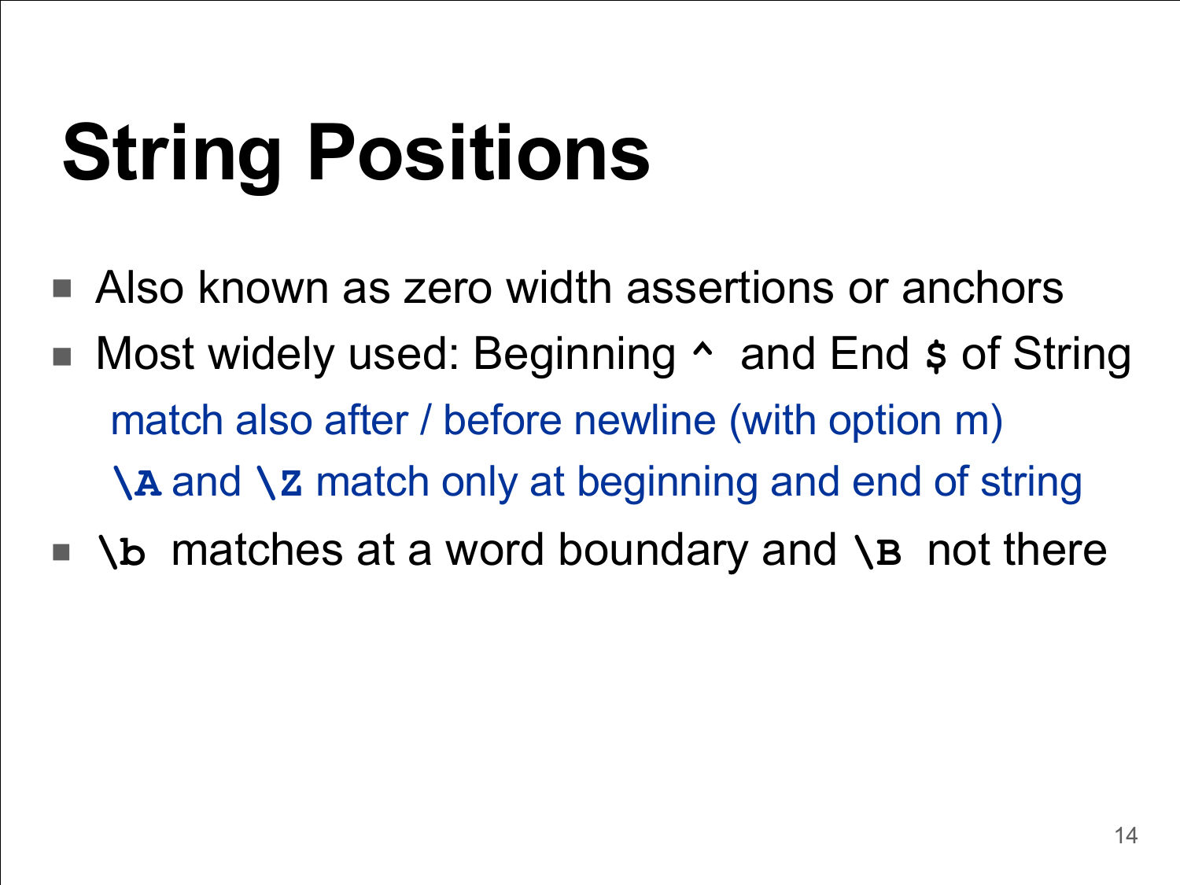# String Positions

- Also known as zero width assertions or anchors
- Most widely used: Beginning `^` and End `$` of String
  - match also after / before newline (with option m)
  - `\A` and `\Z` match only at beginning and end of string
- `\b` matches at a word boundary and `\B` not there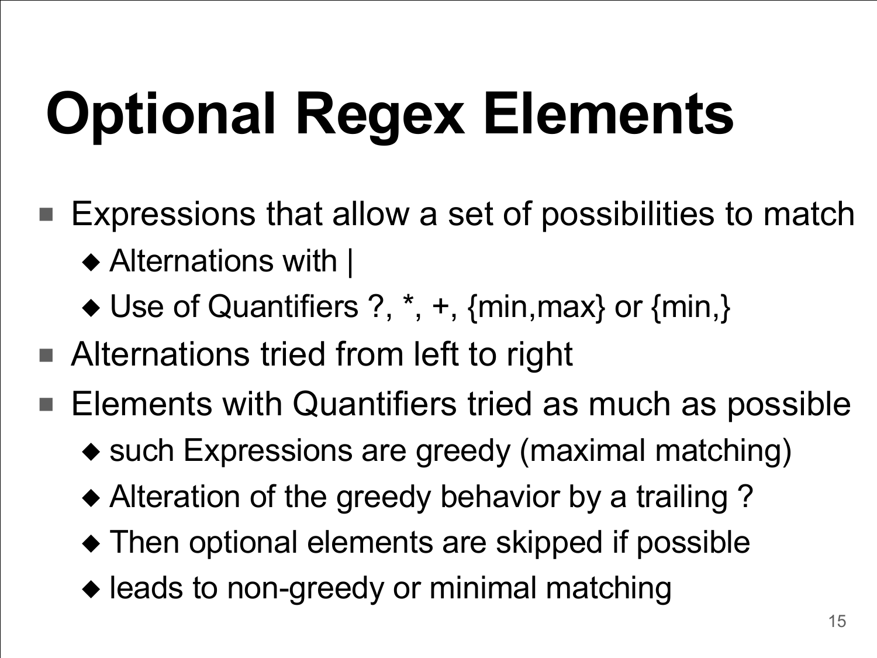# Optional Regex Elements

- Expressions that allow a set of possibilities to match
  - Alternations with |
  - Use of Quantifiers ?, *, +, {min,max} or {min,}
- Alternations tried from left to right
- Elements with Quantifiers tried as much as possible
  - such Expressions are greedy (maximal matching)
  - Alteration of the greedy behavior by a trailing ?
  - Then optional elements are skipped if possible
  - leads to non-greedy or minimal matching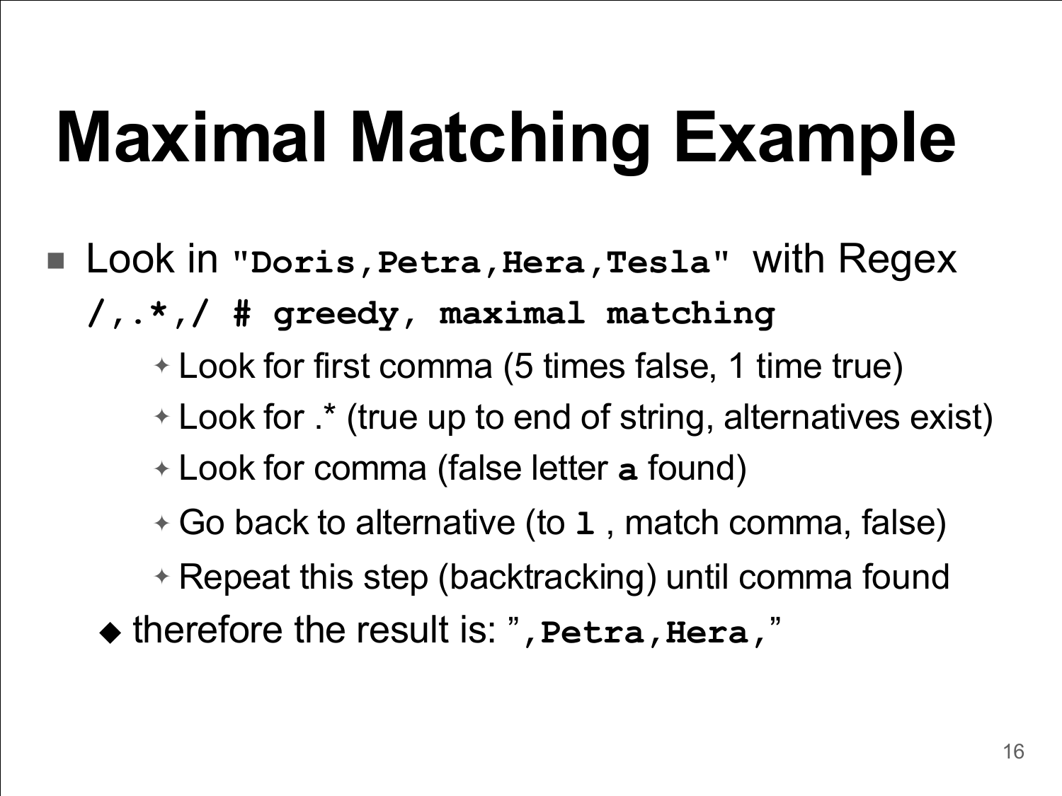# Maximal Matching Example

- Look in `"Doris,Petra,Hera,Tesla"` with Regex `/,.*,/ # greedy, maximal matching`
  - Look for first comma (5 times false, 1 time true)
  - Look for .* (true up to end of string, alternatives exist)
  - Look for comma (false letter **a** found)
  - Go back to alternative (to **l** , match comma, false)
  - Repeat this step (backtracking) until comma found
  - therefore the result is: "**,Petra,Hera,**"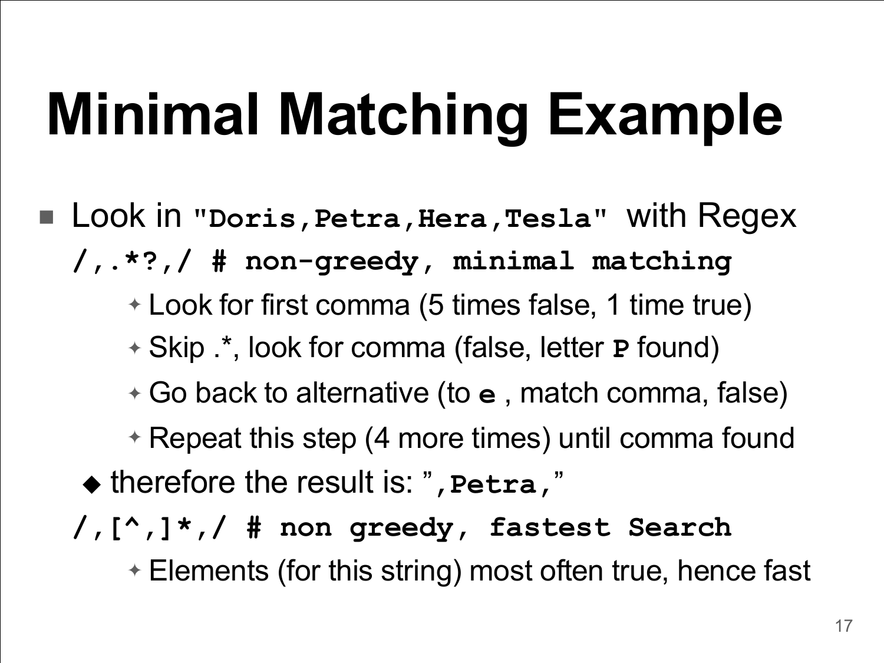# Minimal Matching Example

- Look in `"Doris,Petra,Hera,Tesla"` with Regex
  `/,.*?,/ # non-greedy, minimal matching`
    - Look for first comma (5 times false, 1 time true)
    - Skip .*, look for comma (false, letter **P** found)
    - Go back to alternative (to **e** , match comma, false)
    - Repeat this step (4 more times) until comma found
  - therefore the result is: "**,Petra,**"

  `/,[^,]*,/ # non greedy, fastest Search`
    - Elements (for this string) most often true, hence fast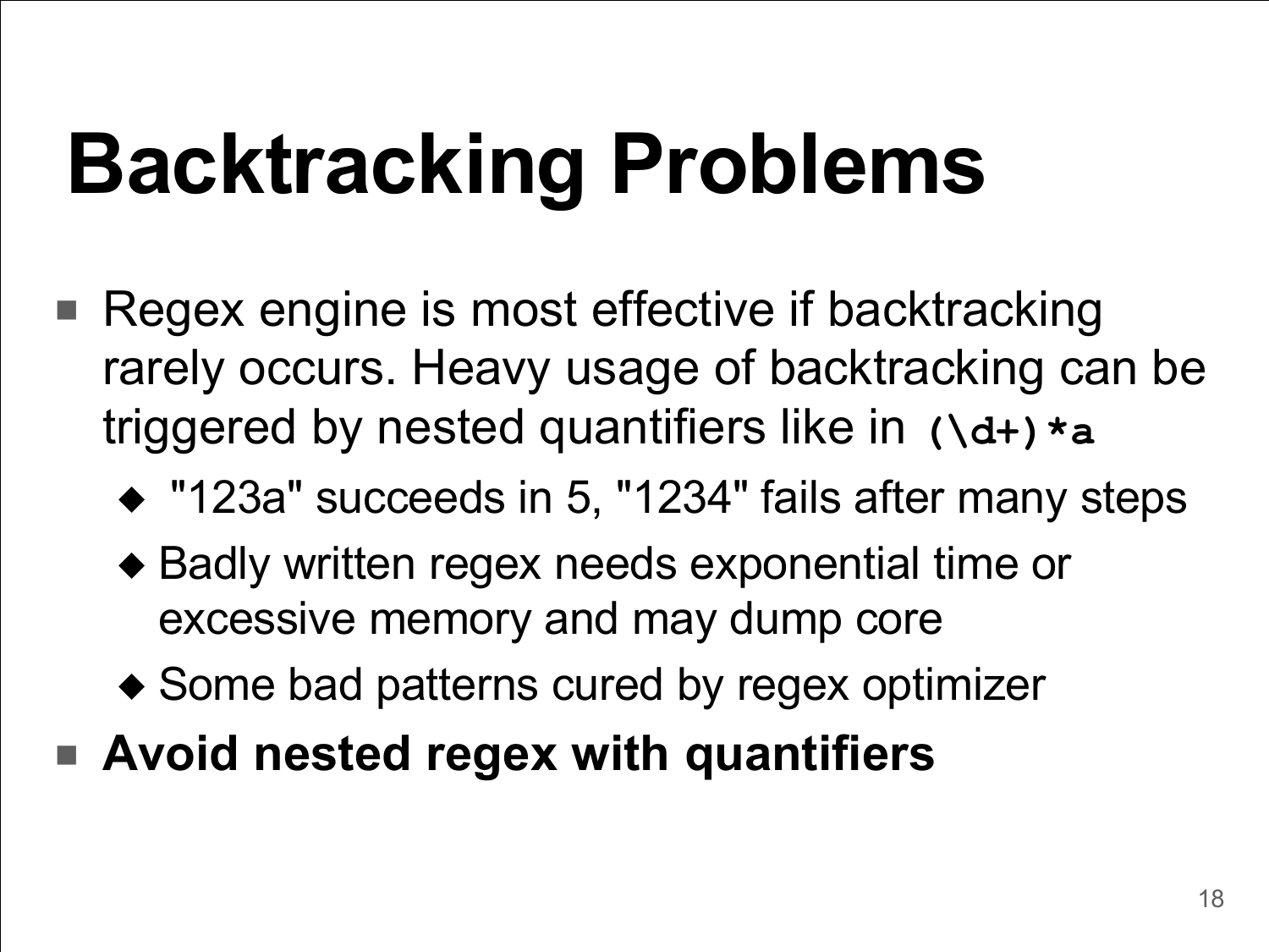# Backtracking Problems

- Regex engine is most effective if backtracking rarely occurs. Heavy usage of backtracking can be triggered by nested quantifiers like in `(\d+)*a`
  - "123a" succeeds in 5, "1234" fails after many steps
  - Badly written regex needs exponential time or excessive memory and may dump core
  - Some bad patterns cured by regex optimizer
- **Avoid nested regex with quantifiers**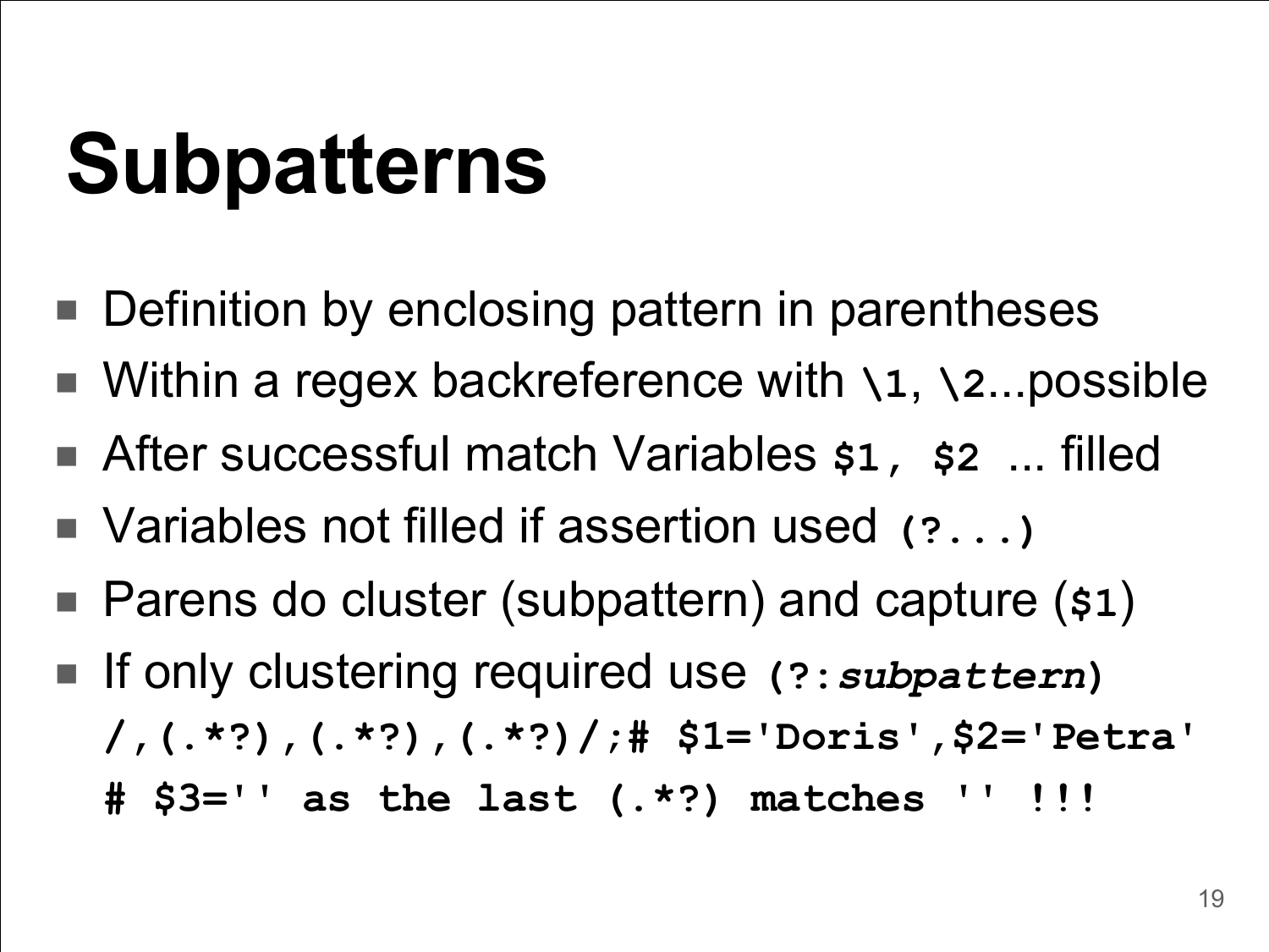# Subpatterns

- Definition by enclosing pattern in parentheses
- Within a regex backreference with `\1`, `\2`...possible
- After successful match Variables `$1, $2` ... filled
- Variables not filled if assertion used `(?...)`
- Parens do cluster (subpattern) and capture (`$1`)
- If only clustering required use `(?:`*`subpattern`*`)`

```
/,(.*?),(.*?),(.*?)/;# $1='Doris',$2='Petra'
# $3='' as the last (.*?) matches '' !!!
```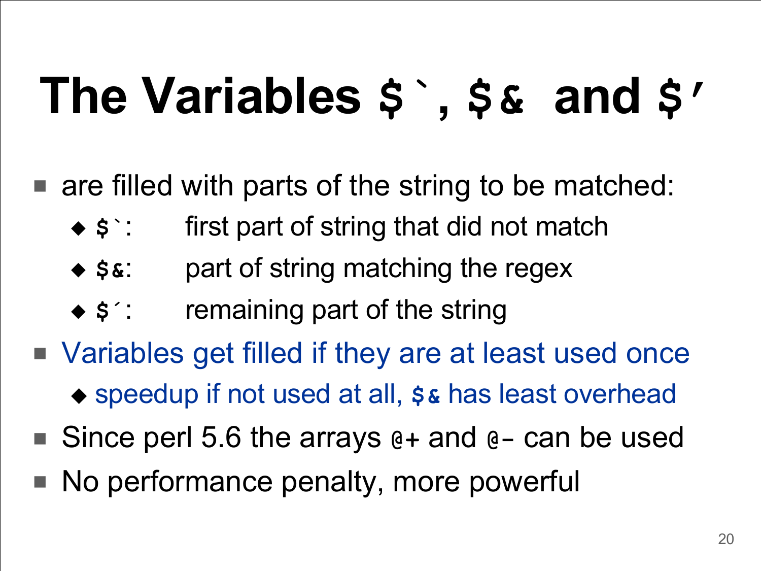# The Variables `` $` ``, `$&` and `$'`

- are filled with parts of the string to be matched:
  - `` $` ``: first part of string that did not match
  - `$&`: part of string matching the regex
  - `$´`: remaining part of the string
- Variables get filled if they are at least used once
  - speedup if not used at all, `$&` has least overhead
- Since perl 5.6 the arrays `@+` and `@-` can be used
- No performance penalty, more powerful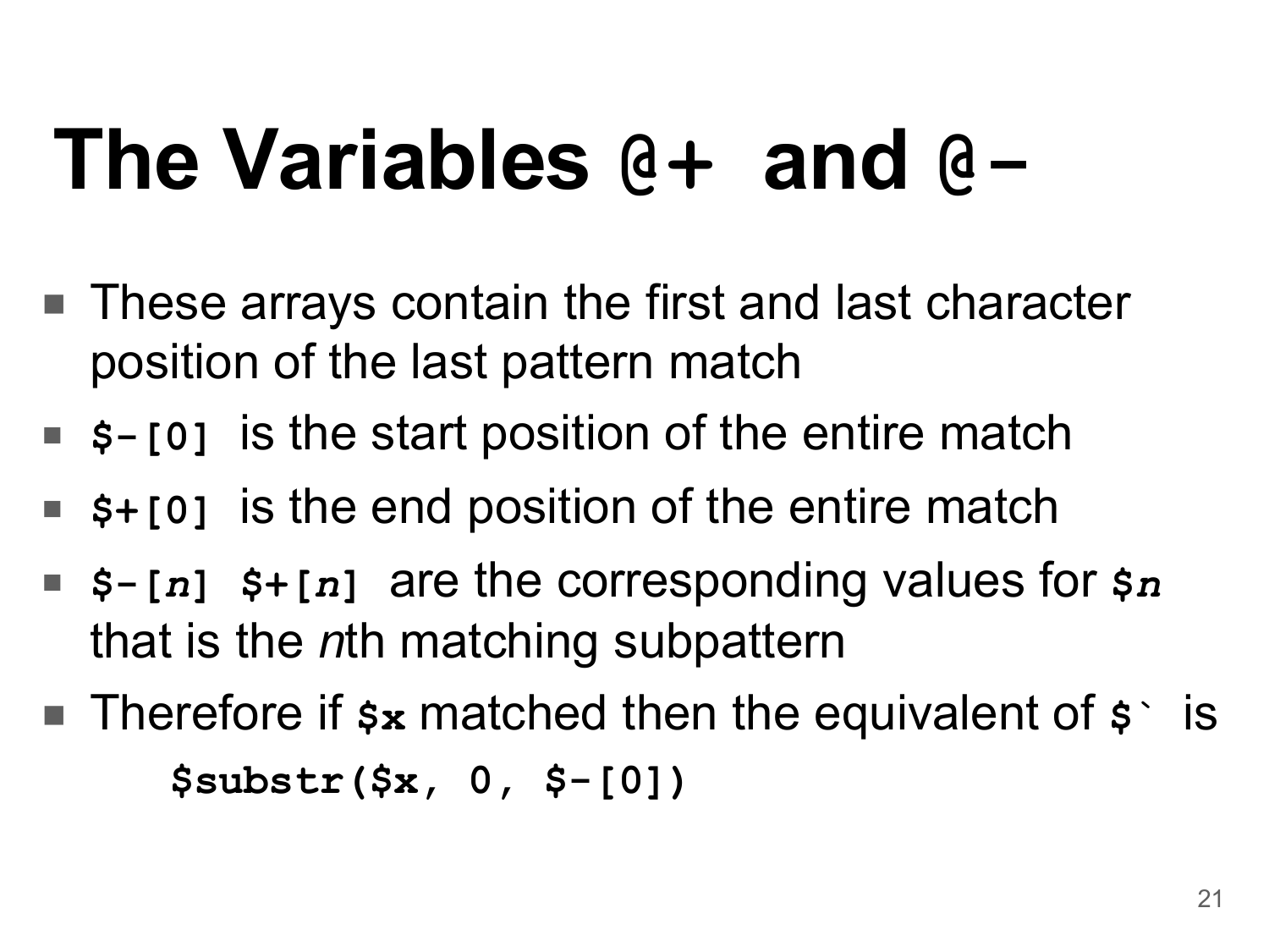# The Variables `@+` and `@-`

- These arrays contain the first and last character position of the last pattern match
- `$-[0]` is the start position of the entire match
- `$+[0]` is the end position of the entire match
- `$-[`*n*`]` `$+[`*n*`]` are the corresponding values for `$`*n* that is the *n*th matching subpattern
- Therefore if `$x` matched then the equivalent of ``$` `` is

```
$substr($x, 0, $-[0])
```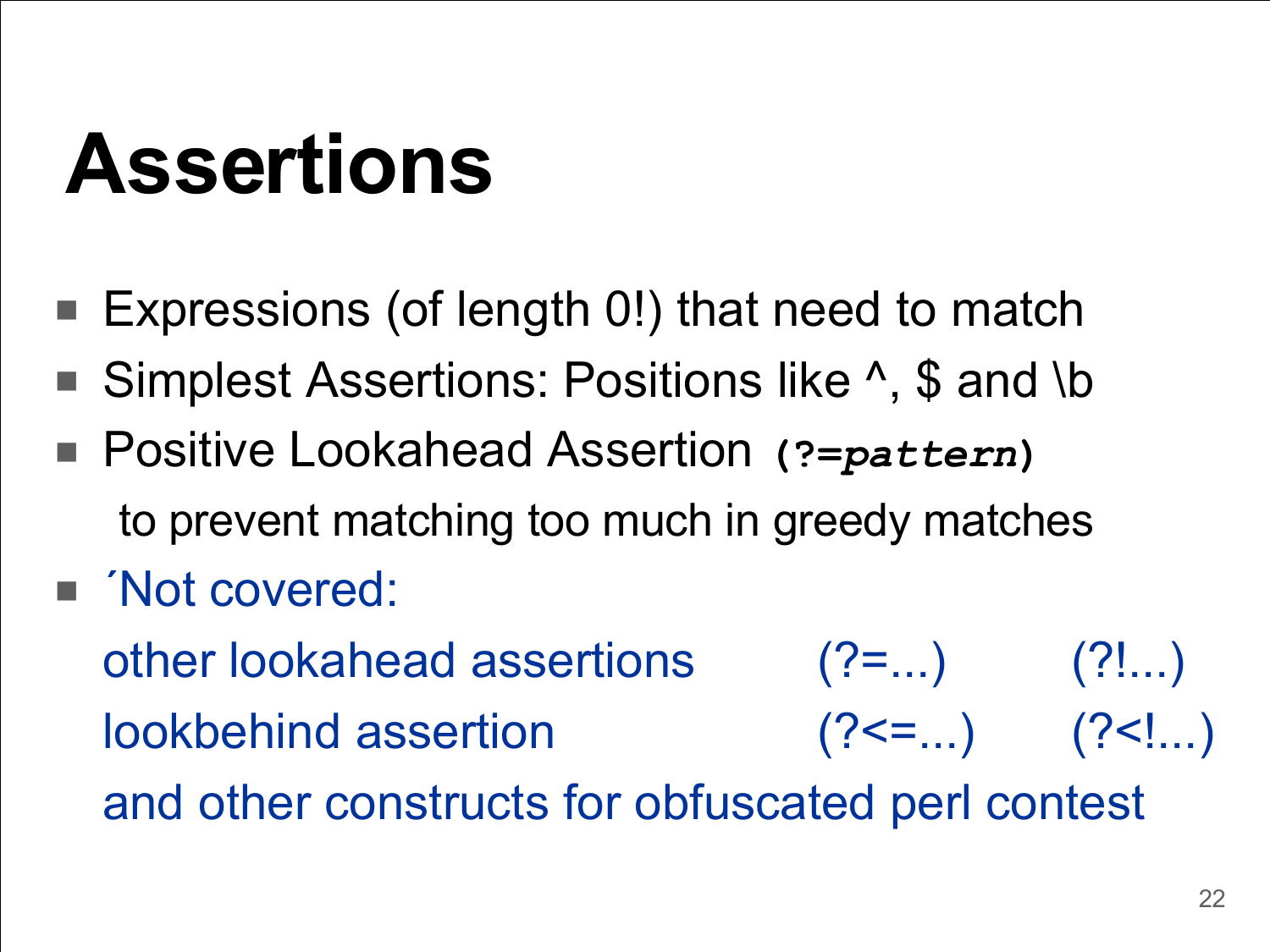# Assertions

- Expressions (of length 0!) that need to match
- Simplest Assertions: Positions like ^, $ and \b
- Positive Lookahead Assertion **`(?=`*`pattern`*`)`**
  to prevent matching too much in greedy matches
- ´Not covered:
  other lookahead assertions (?=...) (?!...)
  lookbehind assertion (?<=...) (?<!...)
  and other constructs for obfuscated perl contest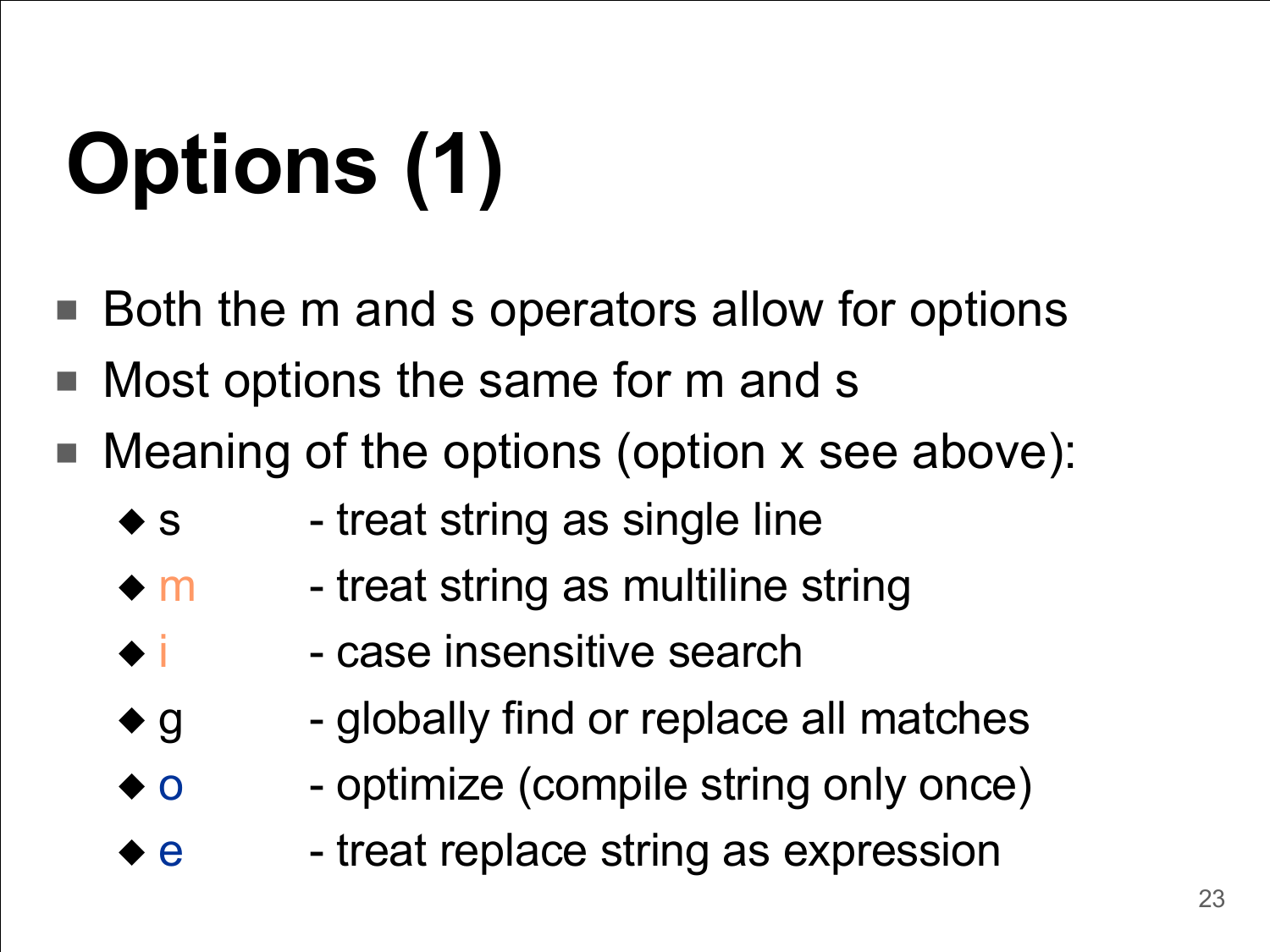# Options (1)

- Both the m and s operators allow for options
- Most options the same for m and s
- Meaning of the options (option x see above):
  - s - treat string as single line
  - m - treat string as multiline string
  - i - case insensitive search
  - g - globally find or replace all matches
  - o - optimize (compile string only once)
  - e - treat replace string as expression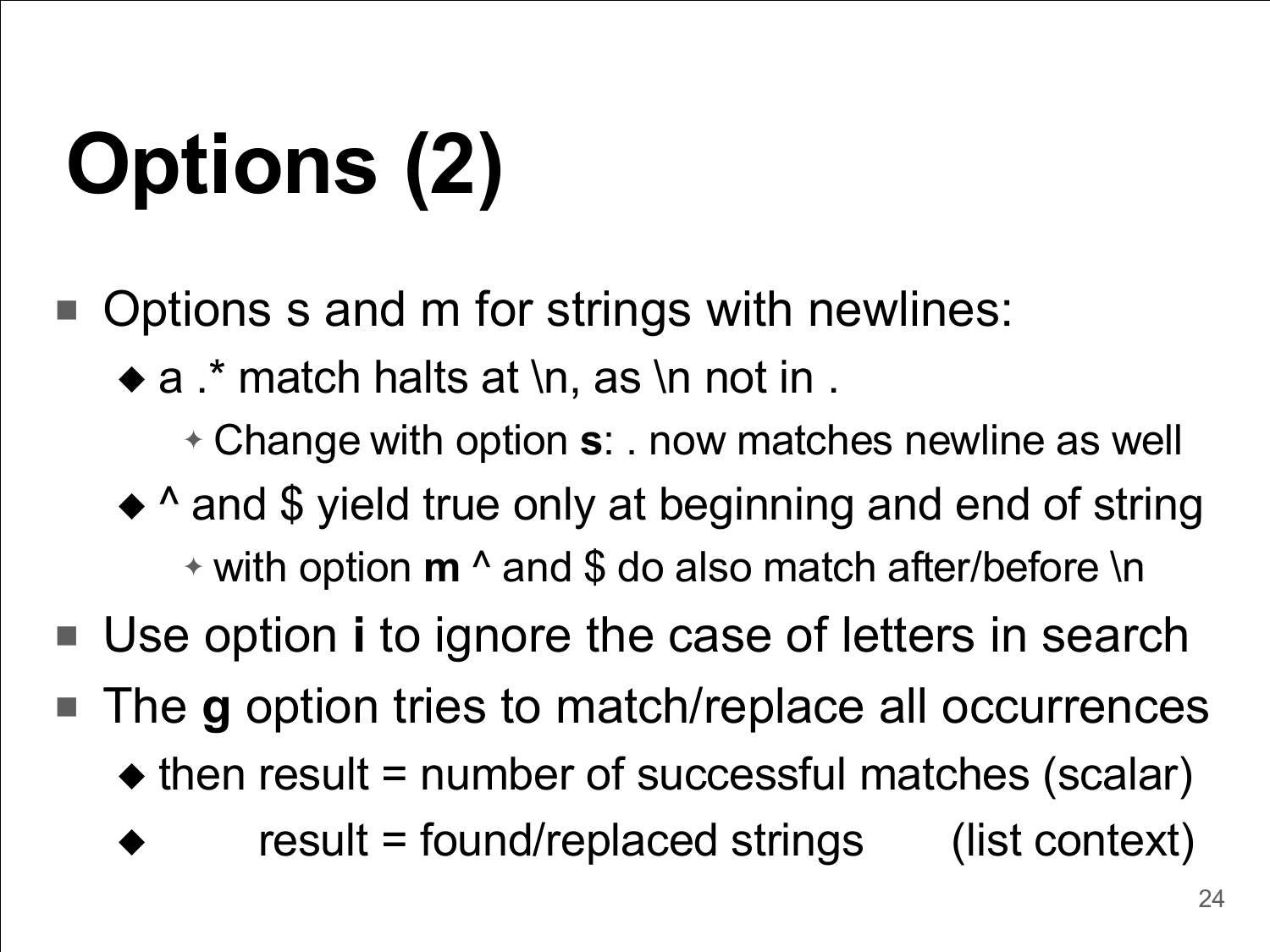# Options (2)

- Options s and m for strings with newlines:
  - a .* match halts at \n, as \n not in .
    - Change with option **s**: . now matches newline as well
  - ^ and $ yield true only at beginning and end of string
    - with option **m** ^ and $ do also match after/before \n
- Use option **i** to ignore the case of letters in search
- The **g** option tries to match/replace all occurrences
  - then result = number of successful matches (scalar)
  - result = found/replaced strings (list context)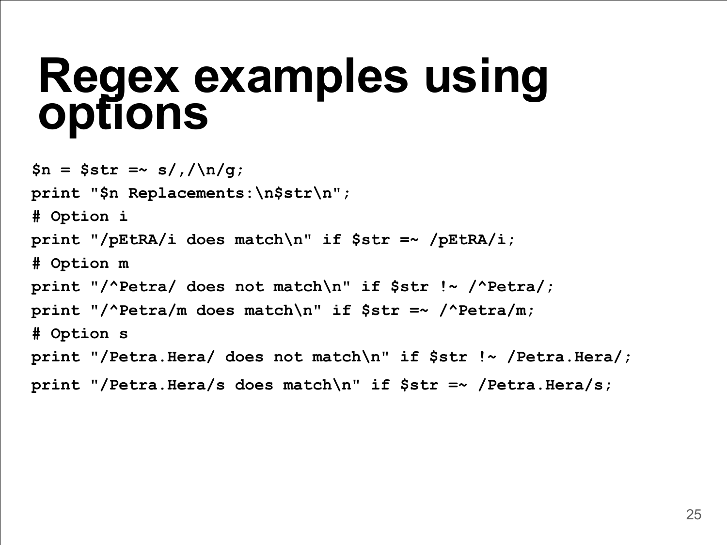# Regex examples using options

```
$n = $str =~ s/,/\n/g;
print "$n Replacements:\n$str\n";
# Option i
print "/pEtRA/i does match\n" if $str =~ /pEtRA/i;
# Option m
print "/^Petra/ does not match\n" if $str !~ /^Petra/;
print "/^Petra/m does match\n" if $str =~ /^Petra/m;
# Option s
print "/Petra.Hera/ does not match\n" if $str !~ /Petra.Hera/;
print "/Petra.Hera/s does match\n" if $str =~ /Petra.Hera/s;
```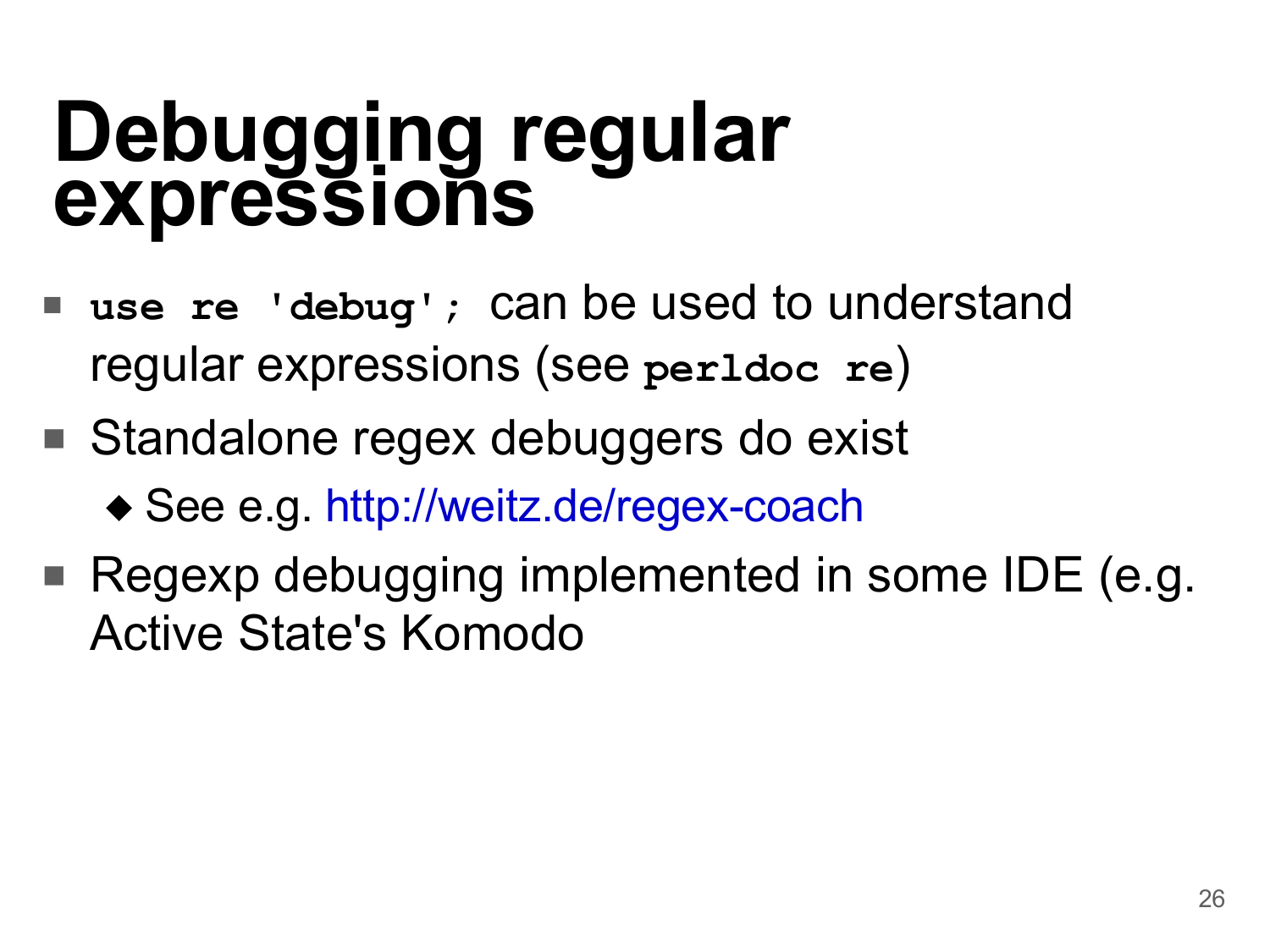# Debugging regular expressions

- **`use re 'debug';`** can be used to understand regular expressions (see **`perldoc re`**)
- Standalone regex debuggers do exist
  - See e.g. http://weitz.de/regex-coach
- Regexp debugging implemented in some IDE (e.g. Active State's Komodo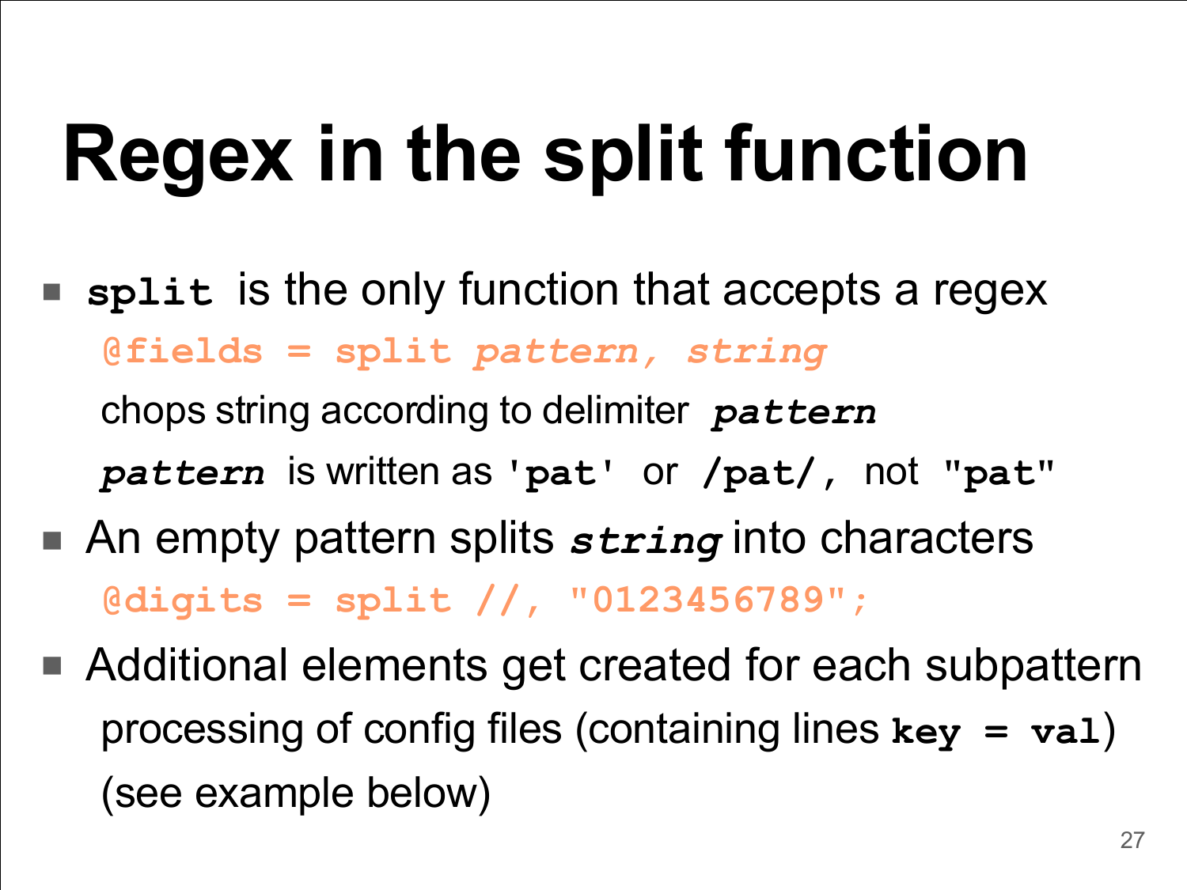# Regex in the split function

- **`split`** is the only function that accepts a regex

  ```
  @fields = split pattern, string
  ```

  chops string according to delimiter ***`pattern`***

  ***`pattern`*** is written as **`'pat'`** or **`/pat/`**, not **`"pat"`**

- An empty pattern splits ***`string`*** into characters

  ```
  @digits = split //, "0123456789";
  ```

- Additional elements get created for each subpattern

  processing of config files (containing lines **`key = val`**)

  (see example below)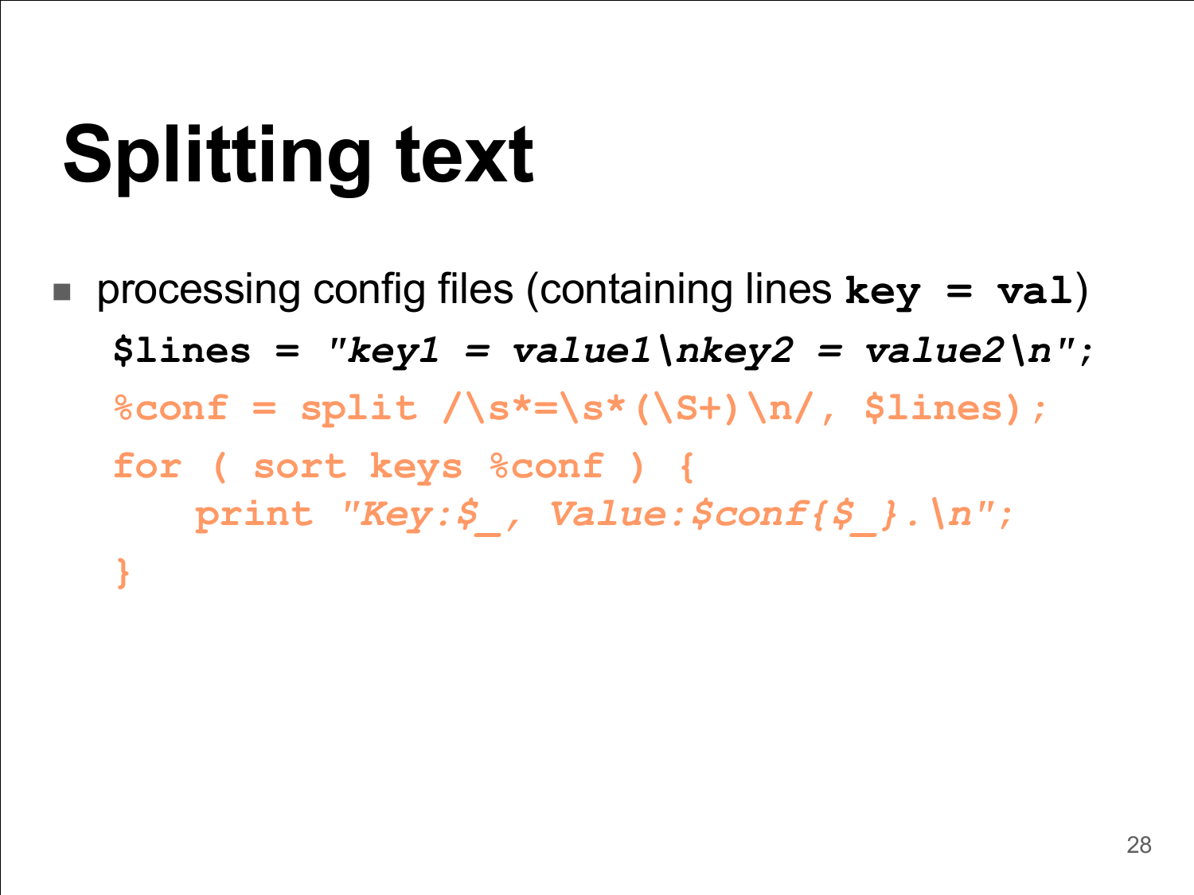# Splitting text

- processing config files (containing lines **`key = val`**)

```
$lines = "key1 = value1\nkey2 = value2\n";
%conf = split /\s*=\s*(\S+)\n/, $lines);
for ( sort keys %conf ) {
    print "Key:$_, Value:$conf{$_}.\n";
}
```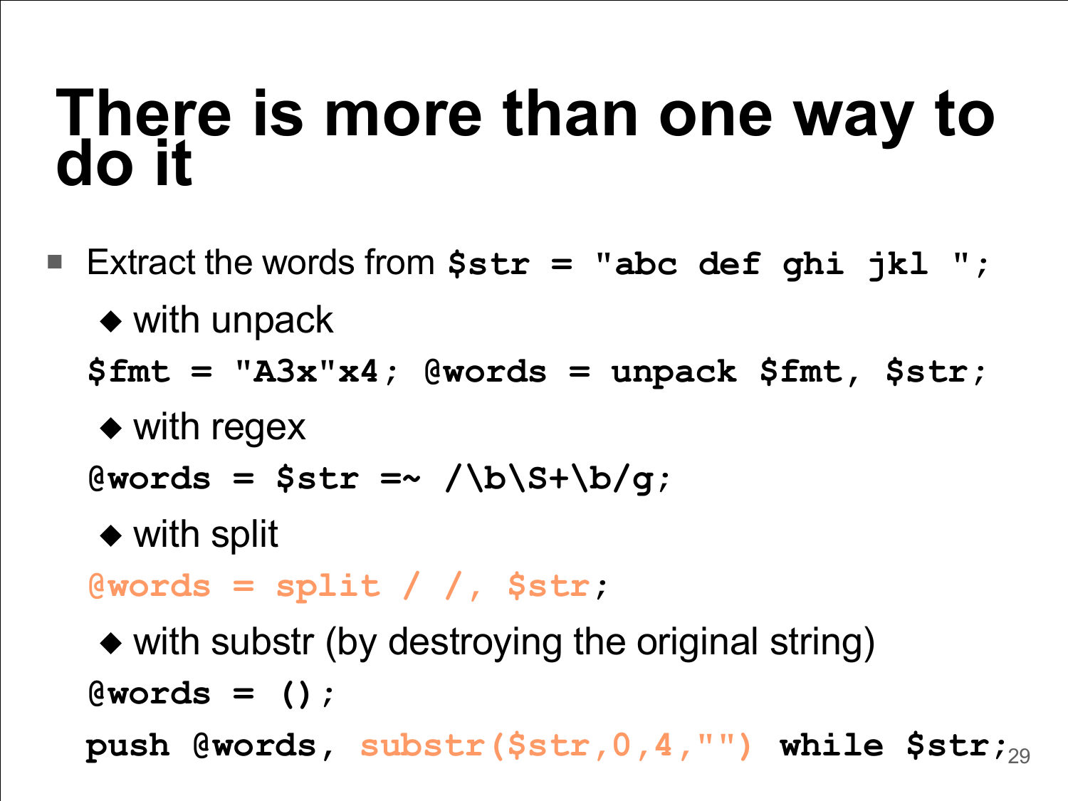# There is more than one way to do it

- Extract the words from `$str = "abc def ghi jkl ";`
  - with unpack

```
$fmt = "A3x"x4; @words = unpack $fmt, $str;
```

  - with regex

```
@words = $str =~ /\b\S+\b/g;
```

  - with split

```
@words = split / /, $str;
```

  - with substr (by destroying the original string)

```
@words = ();
push @words, substr($str,0,4,"") while $str;
```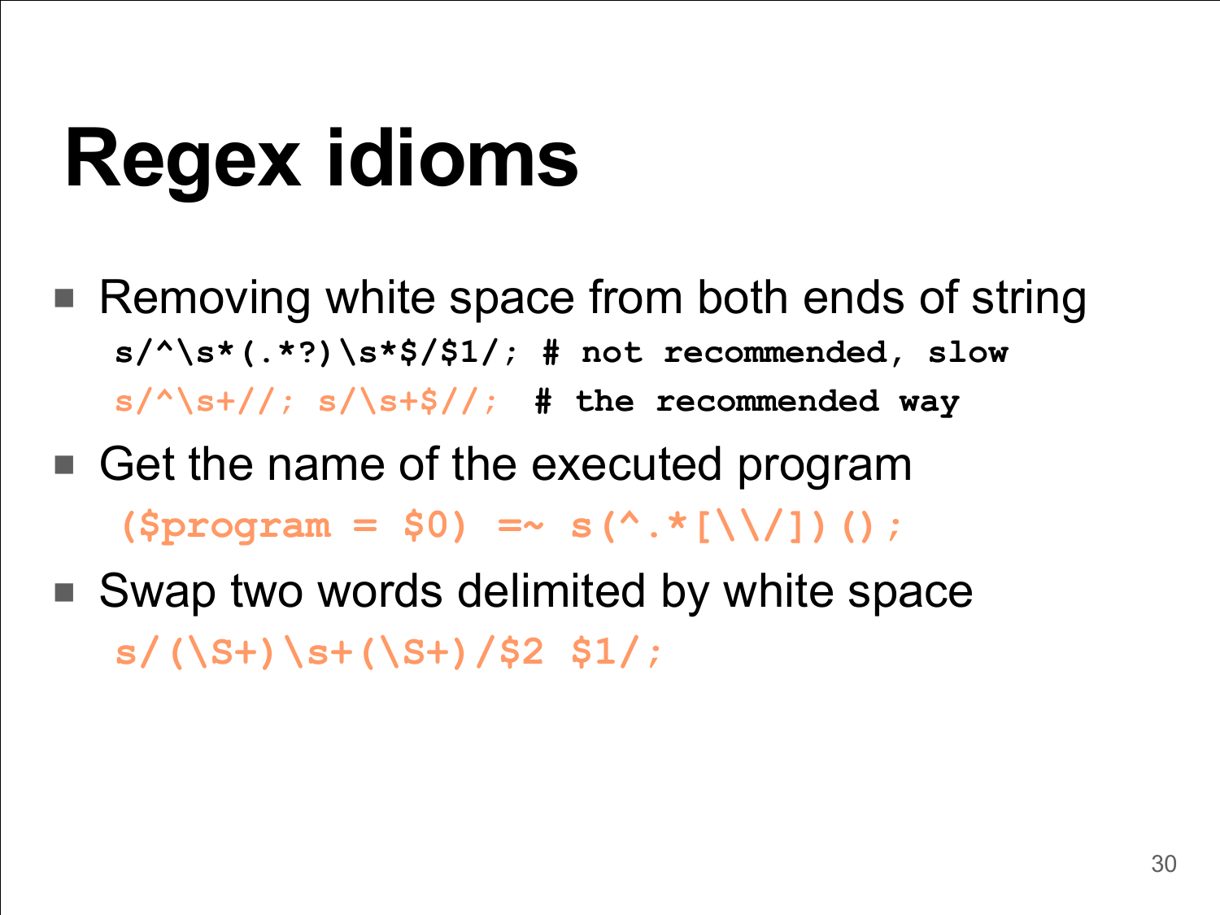# Regex idioms

- Removing white space from both ends of string

```
s/^\s*(.*?)\s*$/$1/; # not recommended, slow
s/^\s+//; s/\s+$//;  # the recommended way
```

- Get the name of the executed program

```
($program = $0) =~ s(^.*[\\/])();
```

- Swap two words delimited by white space

```
s/(\S+)\s+(\S+)/$2 $1/;
```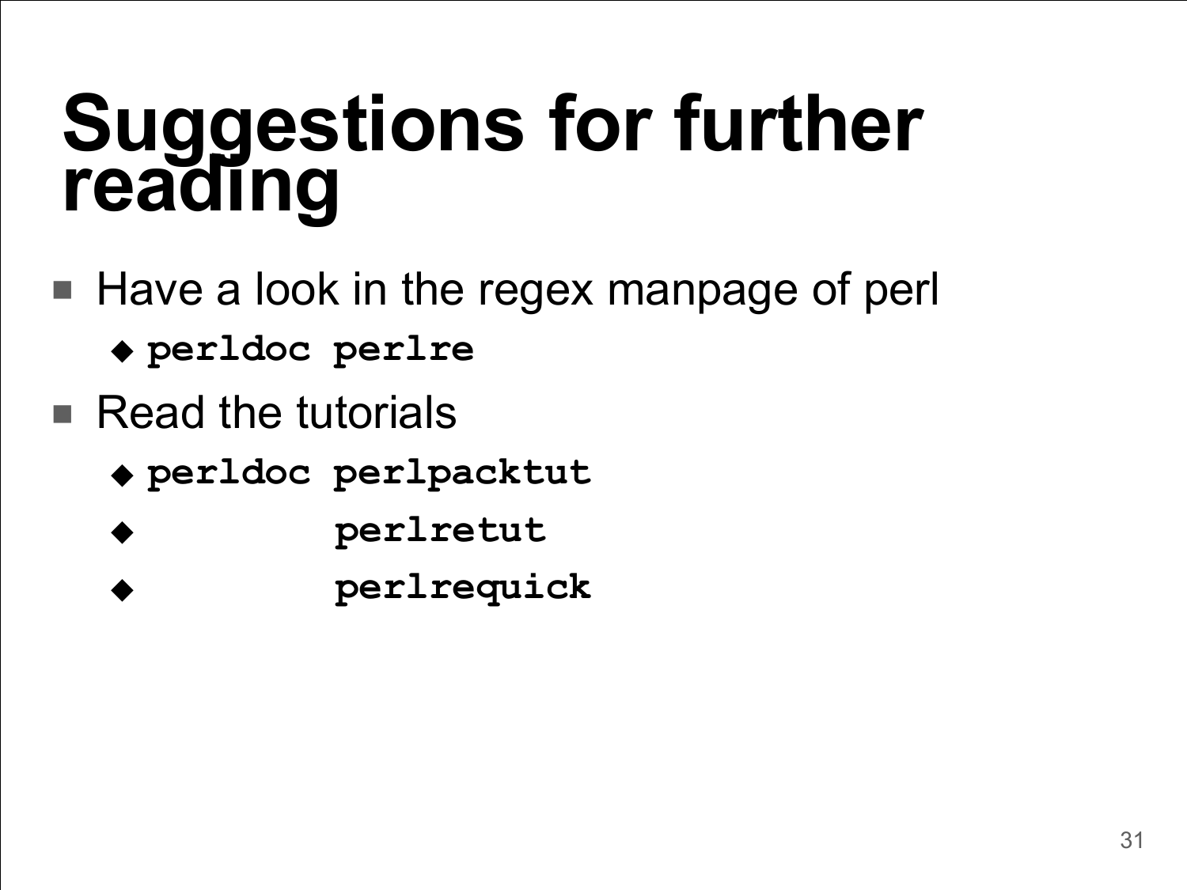# Suggestions for further reading

- Have a look in the regex manpage of perl
  - **`perldoc perlre`**
- Read the tutorials
  - **`perldoc perlpacktut`**
  - **`        perlretut`**
  - **`        perlrequick`**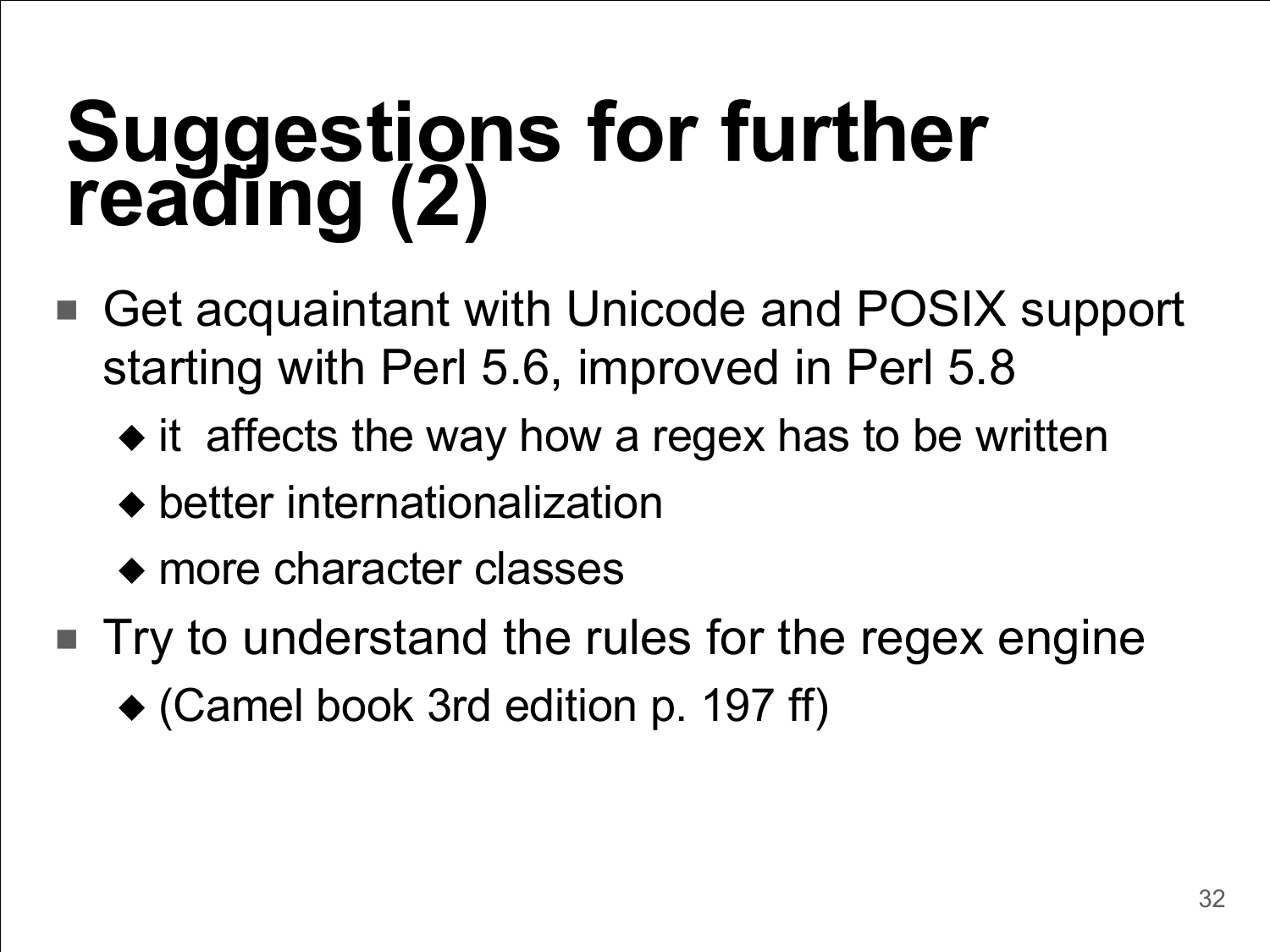# Suggestions for further reading (2)

- Get acquaintant with Unicode and POSIX support starting with Perl 5.6, improved in Perl 5.8
  - it  affects the way how a regex has to be written
  - better internationalization
  - more character classes
- Try to understand the rules for the regex engine
  - (Camel book 3rd edition p. 197 ff)